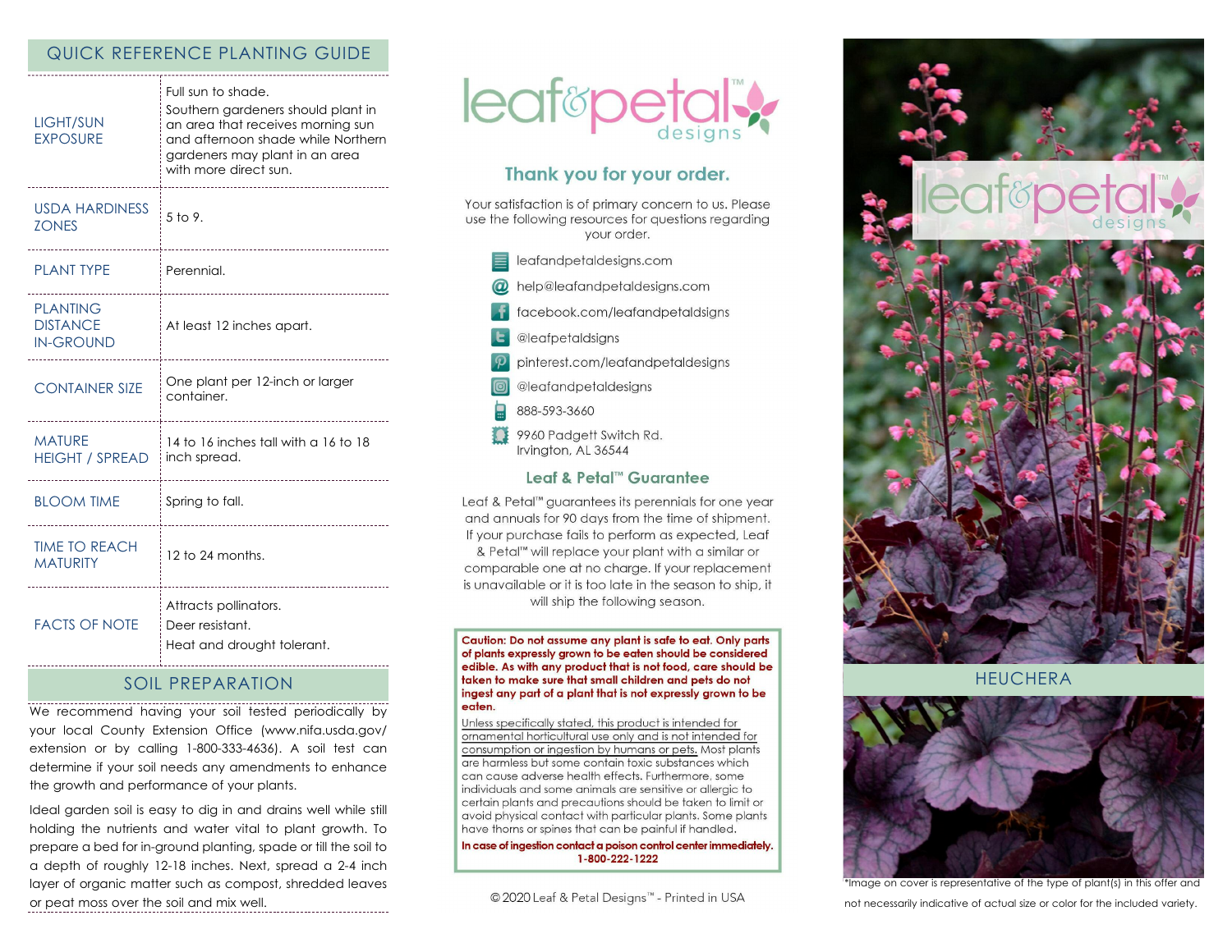## QUICK REFERENCE PLANTING GUIDE

| | |
|---|---|
| LIGHT/SUN EXPOSURE | Full sun to shade. Southern gardeners should plant in an area that receives morning sun and afternoon shade while Northern gardeners may plant in an area with more direct sun. |
| USDA HARDINESS ZONES | 5 to 9. |
| PLANT TYPE | Perennial. |
| PLANTING DISTANCE IN-GROUND | At least 12 inches apart. |
| CONTAINER SIZE | One plant per 12-inch or larger container. |
| MATURE HEIGHT / SPREAD | 14 to 16 inches tall with a 16 to 18 inch spread. |
| BLOOM TIME | Spring to fall. |
| TIME TO REACH MATURITY | 12 to 24 months. |
| FACTS OF NOTE | Attracts pollinators. Deer resistant. Heat and drought tolerant. |

## SOIL PREPARATION

We recommend having your soil tested periodically by your local County Extension Office (www.nifa.usda.gov/extension or by calling 1-800-333-4636). A soil test can determine if your soil needs any amendments to enhance the growth and performance of your plants.

Ideal garden soil is easy to dig in and drains well while still holding the nutrients and water vital to plant growth. To prepare a bed for in-ground planting, spade or till the soil to a depth of roughly 12-18 inches. Next, spread a 2-4 inch layer of organic matter such as compost, shredded leaves or peat moss over the soil and mix well.

# leaf&petal™ designs

## Thank you for your order.

Your satisfaction is of primary concern to us. Please use the following resources for questions regarding your order.

- leafandpetaldesigns.com
- help@leafandpetaldesigns.com
- facebook.com/leafandpetaldsigns
- @leafpetaldsigns
- pinterest.com/leafandpetaldesigns
- @leafandpetaldesigns
- 888-593-3660
- 9960 Padgett Switch Rd. Irvington, AL 36544

## Leaf & Petal™ Guarantee

Leaf & Petal™ guarantees its perennials for one year and annuals for 90 days from the time of shipment. If your purchase fails to perform as expected, Leaf & Petal™ will replace your plant with a similar or comparable one at no charge. If your replacement is unavailable or it is too late in the season to ship, it will ship the following season.

**Caution: Do not assume any plant is safe to eat. Only parts of plants expressly grown to be eaten should be considered edible. As with any product that is not food, care should be taken to make sure that small children and pets do not ingest any part of a plant that is not expressly grown to be eaten.**

Unless specifically stated, this product is intended for ornamental horticultural use only and is not intended for consumption or ingestion by humans or pets. Most plants are harmless but some contain toxic substances which can cause adverse health effects. Furthermore, some individuals and some animals are sensitive or allergic to certain plants and precautions should be taken to limit or avoid physical contact with particular plants. Some plants have thorns or spines that can be painful if handled.

**In case of ingestion contact a poison control center immediately. 1-800-222-1222**

© 2020 Leaf & Petal Designs™ - Printed in USA

leaf&petal™ designs

## HEUCHERA

*Image on cover is representative of the type of plant(s) in this offer and not necessarily indicative of actual size or color for the included variety.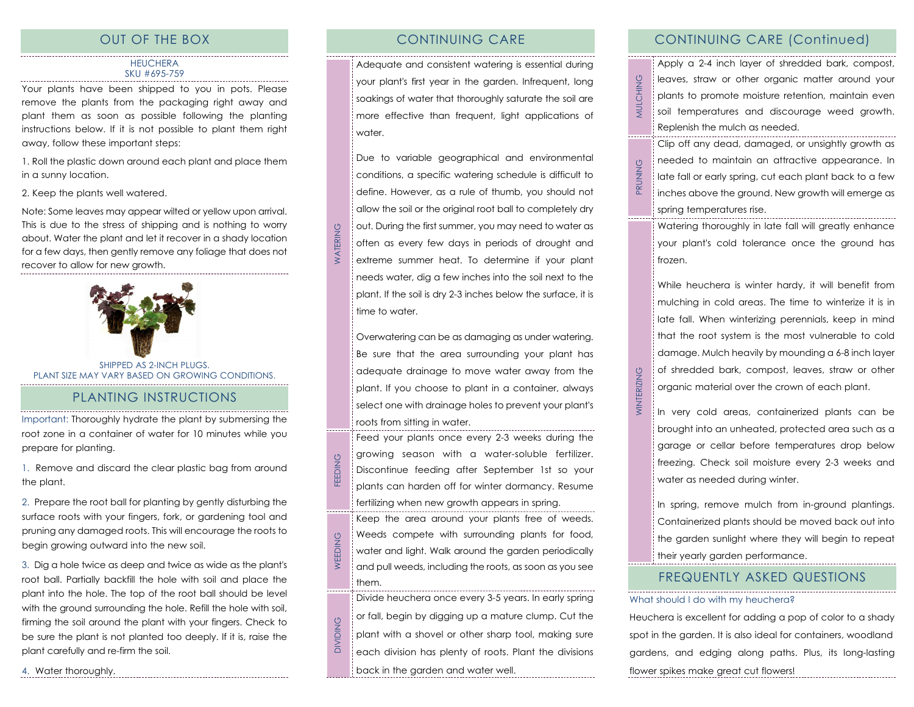## OUT OF THE BOX

HEUCHERA
SKU #695-759

Your plants have been shipped to you in pots. Please remove the plants from the packaging right away and plant them as soon as possible following the planting instructions below. If it is not possible to plant them right away, follow these important steps:

1. Roll the plastic down around each plant and place them in a sunny location.

2. Keep the plants well watered.

Note: Some leaves may appear wilted or yellow upon arrival. This is due to the stress of shipping and is nothing to worry about. Water the plant and let it recover in a shady location for a few days, then gently remove any foliage that does not recover to allow for new growth.

SHIPPED AS 2-INCH PLUGS.
PLANT SIZE MAY VARY BASED ON GROWING CONDITIONS.

## PLANTING INSTRUCTIONS

Important: Thoroughly hydrate the plant by submersing the root zone in a container of water for 10 minutes while you prepare for planting.

1. Remove and discard the clear plastic bag from around the plant.

2. Prepare the root ball for planting by gently disturbing the surface roots with your fingers, fork, or gardening tool and pruning any damaged roots. This will encourage the roots to begin growing outward into the new soil.

3. Dig a hole twice as deep and twice as wide as the plant's root ball. Partially backfill the hole with soil and place the plant into the hole. The top of the root ball should be level with the ground surrounding the hole. Refill the hole with soil, firming the soil around the plant with your fingers. Check to be sure the plant is not planted too deeply. If it is, raise the plant carefully and re-firm the soil.

4. Water thoroughly.

## CONTINUING CARE

### WATERING

Adequate and consistent watering is essential during your plant's first year in the garden. Infrequent, long soakings of water that thoroughly saturate the soil are more effective than frequent, light applications of water.

Due to variable geographical and environmental conditions, a specific watering schedule is difficult to define. However, as a rule of thumb, you should not allow the soil or the original root ball to completely dry out. During the first summer, you may need to water as often as every few days in periods of drought and extreme summer heat. To determine if your plant needs water, dig a few inches into the soil next to the plant. If the soil is dry 2-3 inches below the surface, it is time to water.

Overwatering can be as damaging as under watering. Be sure that the area surrounding your plant has adequate drainage to move water away from the plant. If you choose to plant in a container, always select one with drainage holes to prevent your plant's roots from sitting in water.

### FEEDING

Feed your plants once every 2-3 weeks during the growing season with a water-soluble fertilizer. Discontinue feeding after September 1st so your plants can harden off for winter dormancy. Resume fertilizing when new growth appears in spring.

### WEEDING

Keep the area around your plants free of weeds. Weeds compete with surrounding plants for food, water and light. Walk around the garden periodically and pull weeds, including the roots, as soon as you see them.

### DIVIDING

Divide heuchera once every 3-5 years. In early spring or fall, begin by digging up a mature clump. Cut the plant with a shovel or other sharp tool, making sure each division has plenty of roots. Plant the divisions back in the garden and water well.

## CONTINUING CARE (Continued)

### MULCHING

Apply a 2-4 inch layer of shredded bark, compost, leaves, straw or other organic matter around your plants to promote moisture retention, maintain even soil temperatures and discourage weed growth. Replenish the mulch as needed.

### PRUNING

Clip off any dead, damaged, or unsightly growth as needed to maintain an attractive appearance. In late fall or early spring, cut each plant back to a few inches above the ground. New growth will emerge as spring temperatures rise.

### WINTERIZING

Watering thoroughly in late fall will greatly enhance your plant's cold tolerance once the ground has frozen.

While heuchera is winter hardy, it will benefit from mulching in cold areas. The time to winterize it is in late fall. When winterizing perennials, keep in mind that the root system is the most vulnerable to cold damage. Mulch heavily by mounding a 6-8 inch layer of shredded bark, compost, leaves, straw or other organic material over the crown of each plant.

In very cold areas, containerized plants can be brought into an unheated, protected area such as a garage or cellar before temperatures drop below freezing. Check soil moisture every 2-3 weeks and water as needed during winter.

In spring, remove mulch from in-ground plantings. Containerized plants should be moved back out into the garden sunlight where they will begin to repeat their yearly garden performance.

## FREQUENTLY ASKED QUESTIONS

What should I do with my heuchera?

Heuchera is excellent for adding a pop of color to a shady spot in the garden. It is also ideal for containers, woodland gardens, and edging along paths. Plus, its long-lasting flower spikes make great cut flowers!